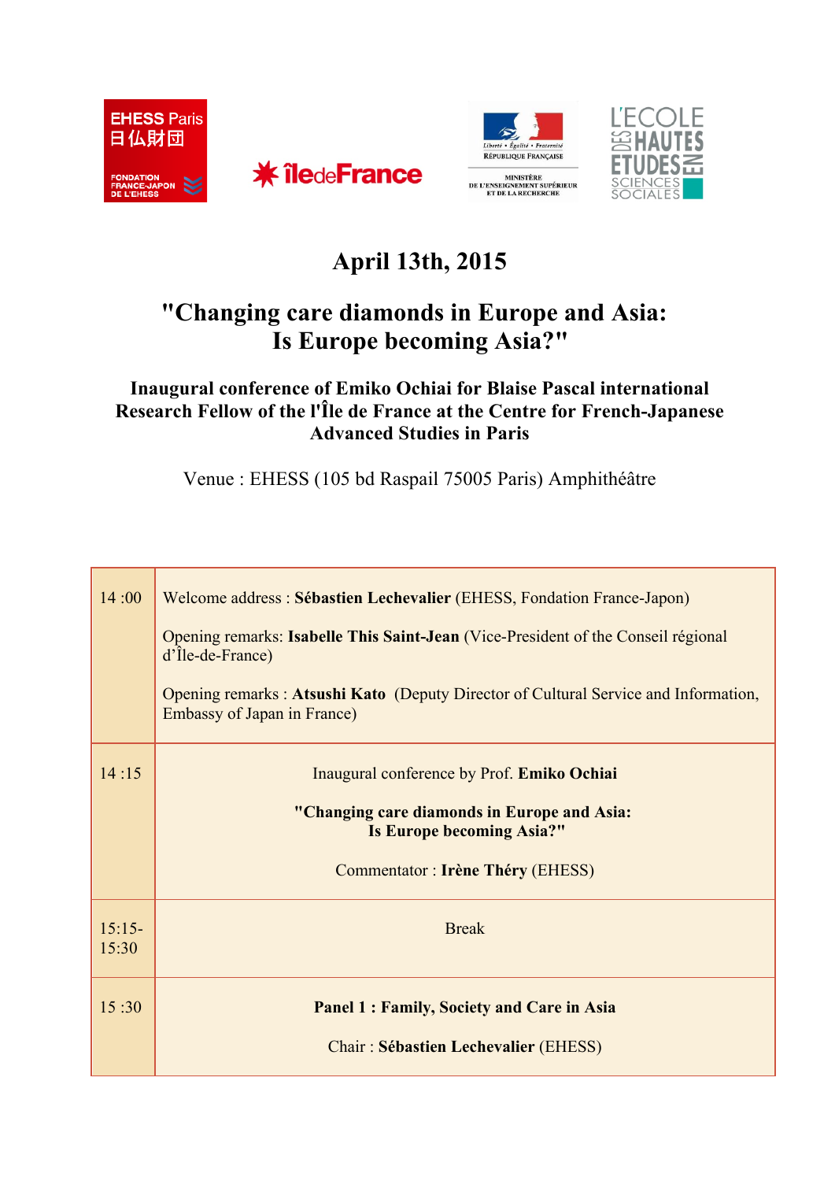EHESS Paris 日仏財団 FONDATION FRANCE-JAPON DE L'EHESS

îledeFrance

Liberté • Égalité • Fraternité
RÉPUBLIQUE FRANÇAISE
MINISTÈRE DE L'ENSEIGNEMENT SUPÉRIEUR ET DE LA RECHERCHE

L'ECOLE DES HAUTES ETUDES EN SCIENCES SOCIALES

# April 13th, 2015

# "Changing care diamonds in Europe and Asia: Is Europe becoming Asia?"

### Inaugural conference of Emiko Ochiai for Blaise Pascal international Research Fellow of the l'Île de France at the Centre for French-Japanese Advanced Studies in Paris

Venue : EHESS (105 bd Raspail 75005 Paris) Amphithéâtre

| | |
|---|---|
| 14 :00 | Welcome address : **Sébastien Lechevalier** (EHESS, Fondation France-Japon)<br><br>Opening remarks: **Isabelle This Saint-Jean** (Vice-President of the Conseil régional d'Île-de-France)<br><br>Opening remarks : **Atsushi Kato** (Deputy Director of Cultural Service and Information, Embassy of Japan in France) |
| 14 :15 | Inaugural conference by Prof. **Emiko Ochiai**<br><br>**"Changing care diamonds in Europe and Asia: Is Europe becoming Asia?"**<br><br>Commentator : **Irène Théry** (EHESS) |
| 15:15-15:30 | Break |
| 15 :30 | **Panel 1 : Family, Society and Care in Asia**<br><br>Chair : **Sébastien Lechevalier** (EHESS) |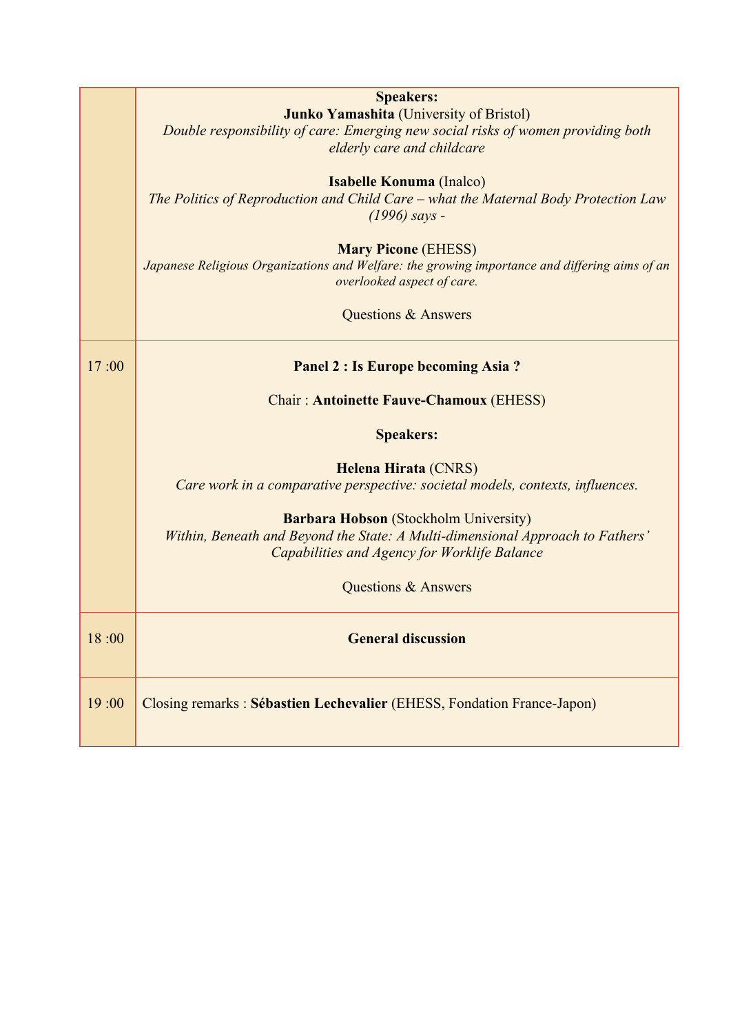| | |
|---|---|
| | **Speakers:**<br>**Junko Yamashita** (University of Bristol)<br>*Double responsibility of care: Emerging new social risks of women providing both elderly care and childcare*<br><br>**Isabelle Konuma** (Inalco)<br>*The Politics of Reproduction and Child Care – what the Maternal Body Protection Law (1996) says -*<br><br>**Mary Picone** (EHESS)<br>*Japanese Religious Organizations and Welfare: the growing importance and differing aims of an overlooked aspect of care.*<br><br>Questions & Answers |
| 17 :00 | **Panel 2 : Is Europe becoming Asia ?**<br><br>Chair : **Antoinette Fauve-Chamoux** (EHESS)<br><br>**Speakers:**<br><br>**Helena Hirata** (CNRS)<br>*Care work in a comparative perspective: societal models, contexts, influences.*<br><br>**Barbara Hobson** (Stockholm University)<br>*Within, Beneath and Beyond the State: A Multi-dimensional Approach to Fathers' Capabilities and Agency for Worklife Balance*<br><br>Questions & Answers |
| 18 :00 | **General discussion** |
| 19 :00 | Closing remarks : **Sébastien Lechevalier** (EHESS, Fondation France-Japon) |